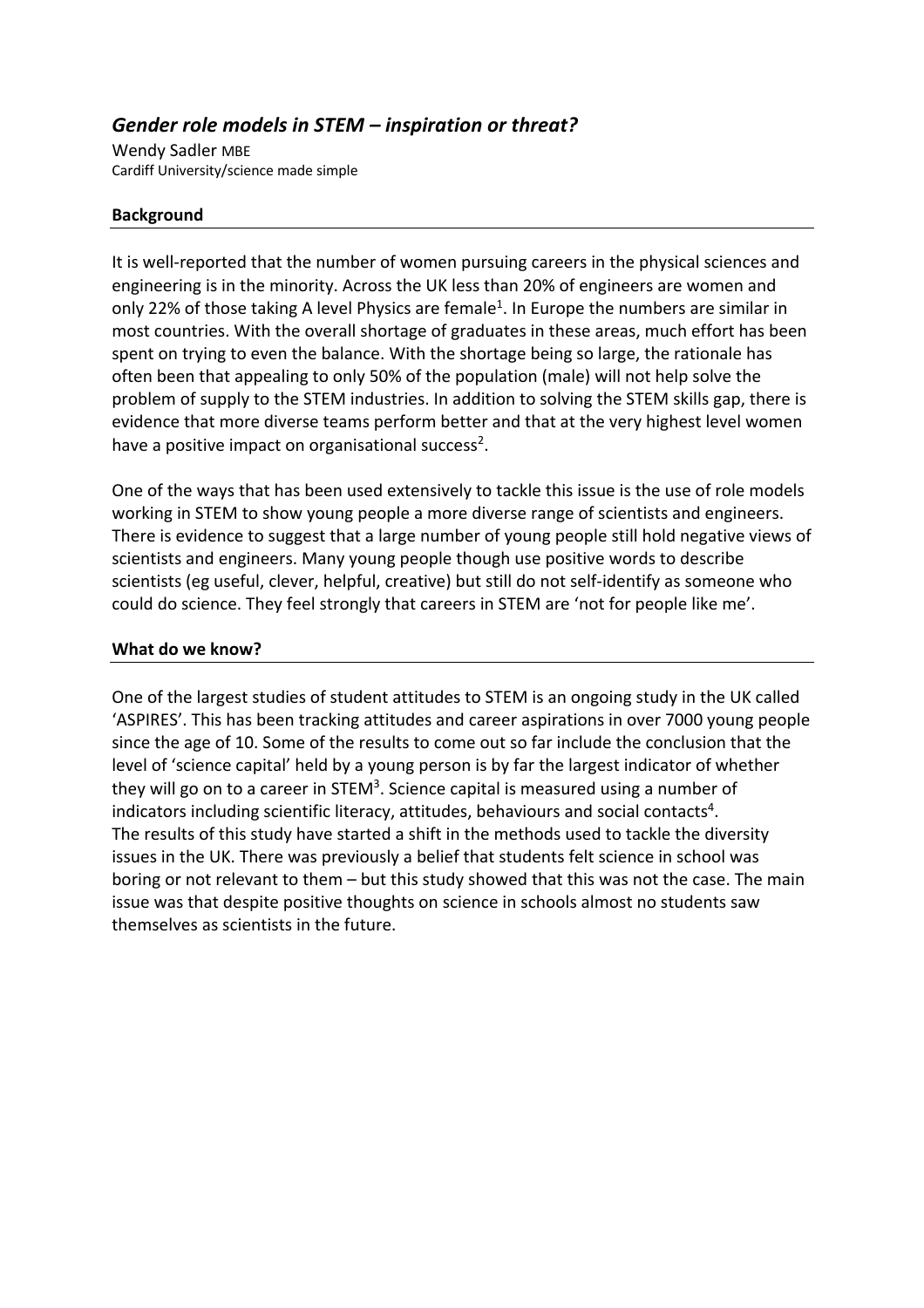# *Gender role models in STEM – inspiration or threat?*

Wendy Sadler MBE
Cardiff University/science made simple

## Background

It is well-reported that the number of women pursuing careers in the physical sciences and engineering is in the minority. Across the UK less than 20% of engineers are women and only 22% of those taking A level Physics are female[1]. In Europe the numbers are similar in most countries. With the overall shortage of graduates in these areas, much effort has been spent on trying to even the balance. With the shortage being so large, the rationale has often been that appealing to only 50% of the population (male) will not help solve the problem of supply to the STEM industries. In addition to solving the STEM skills gap, there is evidence that more diverse teams perform better and that at the very highest level women have a positive impact on organisational success[2].

One of the ways that has been used extensively to tackle this issue is the use of role models working in STEM to show young people a more diverse range of scientists and engineers. There is evidence to suggest that a large number of young people still hold negative views of scientists and engineers. Many young people though use positive words to describe scientists (eg useful, clever, helpful, creative) but still do not self-identify as someone who could do science. They feel strongly that careers in STEM are 'not for people like me'.

## What do we know?

One of the largest studies of student attitudes to STEM is an ongoing study in the UK called 'ASPIRES'. This has been tracking attitudes and career aspirations in over 7000 young people since the age of 10. Some of the results to come out so far include the conclusion that the level of 'science capital' held by a young person is by far the largest indicator of whether they will go on to a career in STEM[3]. Science capital is measured using a number of indicators including scientific literacy, attitudes, behaviours and social contacts[4].
The results of this study have started a shift in the methods used to tackle the diversity issues in the UK. There was previously a belief that students felt science in school was boring or not relevant to them – but this study showed that this was not the case. The main issue was that despite positive thoughts on science in schools almost no students saw themselves as scientists in the future.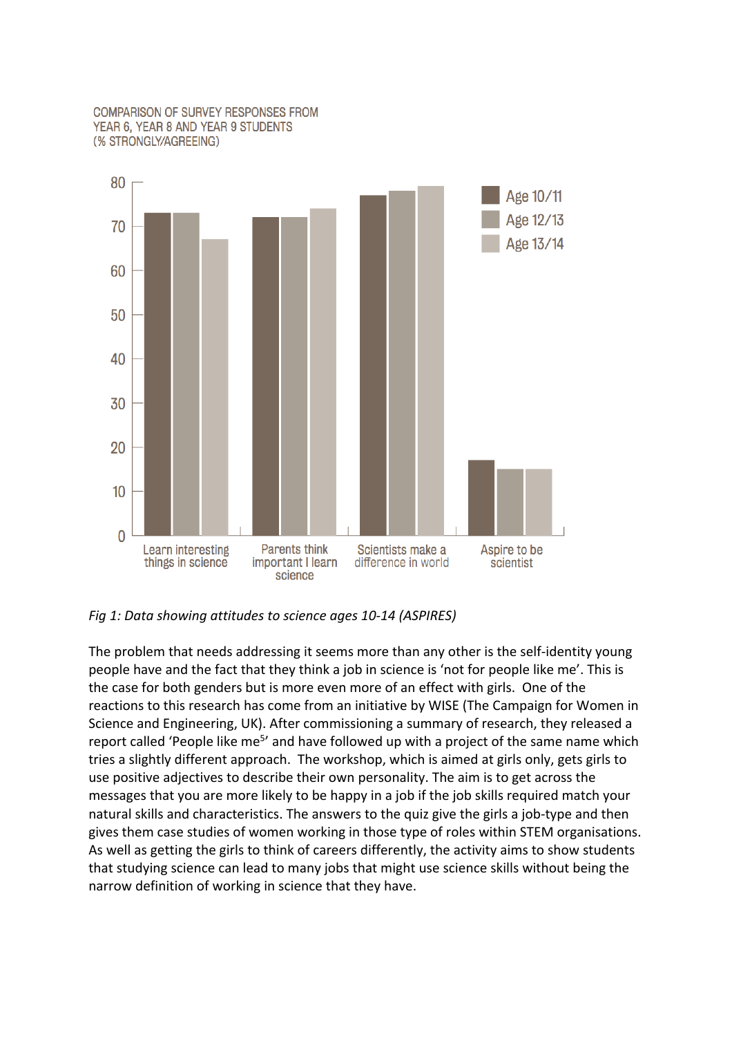Fig 1: *Data showing attitudes to science ages 10-14 (ASPIRES)*

The problem that needs addressing it seems more than any other is the self-identity young people have and the fact that they think a job in science is 'not for people like me'. This is the case for both genders but is more even more of an effect with girls. One of the reactions to this research has come from an initiative by WISE (The Campaign for Women in Science and Engineering, UK). After commissioning a summary of research, they released a report called 'People like me[5]' and have followed up with a project of the same name which tries a slightly different approach. The workshop, which is aimed at girls only, gets girls to use positive adjectives to describe their own personality. The aim is to get across the messages that you are more likely to be happy in a job if the job skills required match your natural skills and characteristics. The answers to the quiz give the girls a job-type and then gives them case studies of women working in those type of roles within STEM organisations. As well as getting the girls to think of careers differently, the activity aims to show students that studying science can lead to many jobs that might use science skills without being the narrow definition of working in science that they have.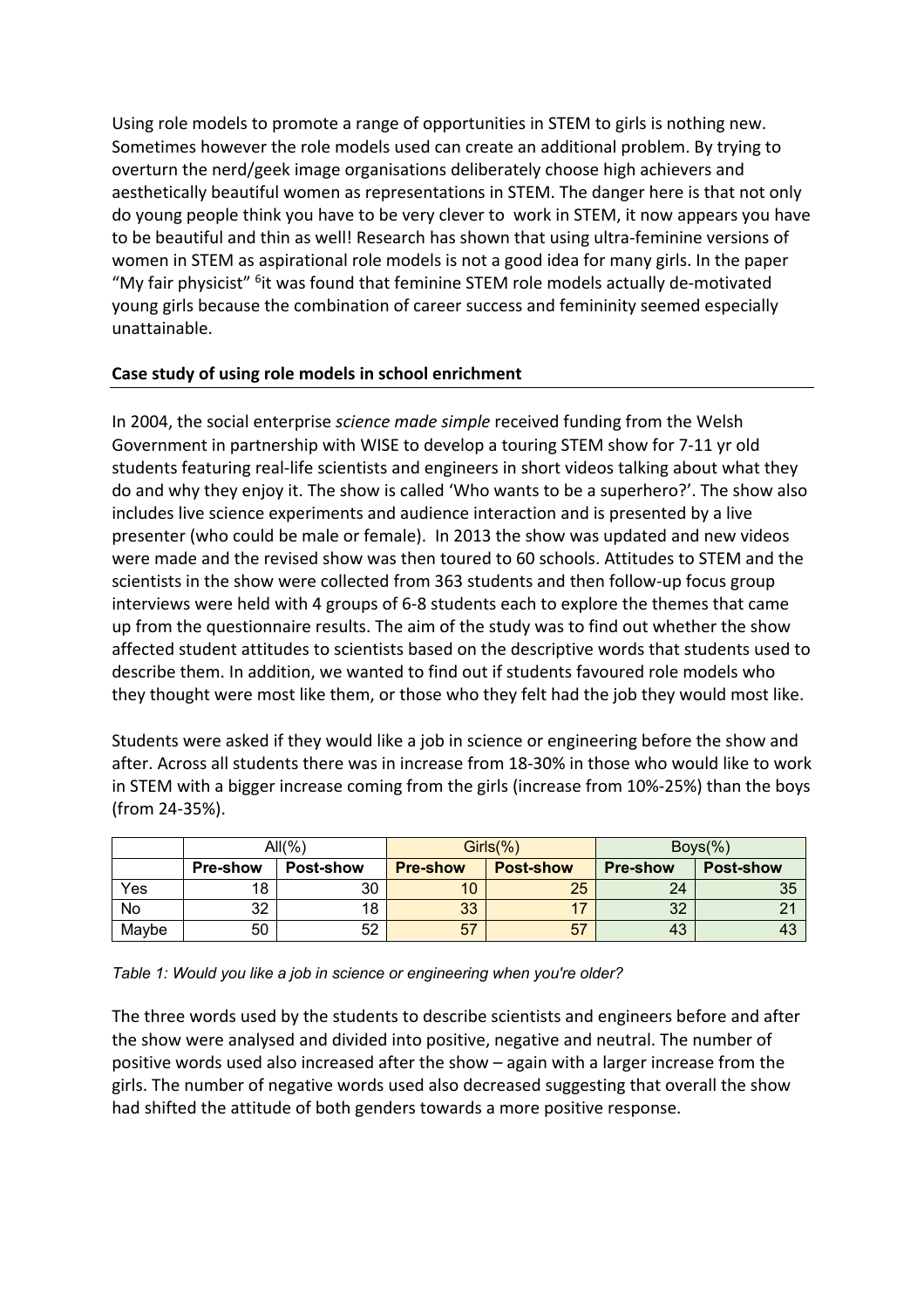Using role models to promote a range of opportunities in STEM to girls is nothing new. Sometimes however the role models used can create an additional problem. By trying to overturn the nerd/geek image organisations deliberately choose high achievers and aesthetically beautiful women as representations in STEM. The danger here is that not only do young people think you have to be very clever to work in STEM, it now appears you have to be beautiful and thin as well! Research has shown that using ultra-feminine versions of women in STEM as aspirational role models is not a good idea for many girls. In the paper "My fair physicist" [6] it was found that feminine STEM role models actually de-motivated young girls because the combination of career success and femininity seemed especially unattainable.

**Case study of using role models in school enrichment**

In 2004, the social enterprise *science made simple* received funding from the Welsh Government in partnership with WISE to develop a touring STEM show for 7-11 yr old students featuring real-life scientists and engineers in short videos talking about what they do and why they enjoy it. The show is called 'Who wants to be a superhero?'. The show also includes live science experiments and audience interaction and is presented by a live presenter (who could be male or female). In 2013 the show was updated and new videos were made and the revised show was then toured to 60 schools. Attitudes to STEM and the scientists in the show were collected from 363 students and then follow-up focus group interviews were held with 4 groups of 6-8 students each to explore the themes that came up from the questionnaire results. The aim of the study was to find out whether the show affected student attitudes to scientists based on the descriptive words that students used to describe them. In addition, we wanted to find out if students favoured role models who they thought were most like them, or those who they felt had the job they would most like.

Students were asked if they would like a job in science or engineering before the show and after. Across all students there was in increase from 18-30% in those who would like to work in STEM with a bigger increase coming from the girls (increase from 10%-25%) than the boys (from 24-35%).

| | All(%) | | Girls(%) | | Boys(%) | |
|---|---|---|---|---|---|---|
| | **Pre-show** | **Post-show** | **Pre-show** | **Post-show** | **Pre-show** | **Post-show** |
| Yes | 18 | 30 | 10 | 25 | 24 | 35 |
| No | 32 | 18 | 33 | 17 | 32 | 21 |
| Maybe | 50 | 52 | 57 | 57 | 43 | 43 |

*Table 1: Would you like a job in science or engineering when you're older?*

The three words used by the students to describe scientists and engineers before and after the show were analysed and divided into positive, negative and neutral. The number of positive words used also increased after the show – again with a larger increase from the girls. The number of negative words used also decreased suggesting that overall the show had shifted the attitude of both genders towards a more positive response.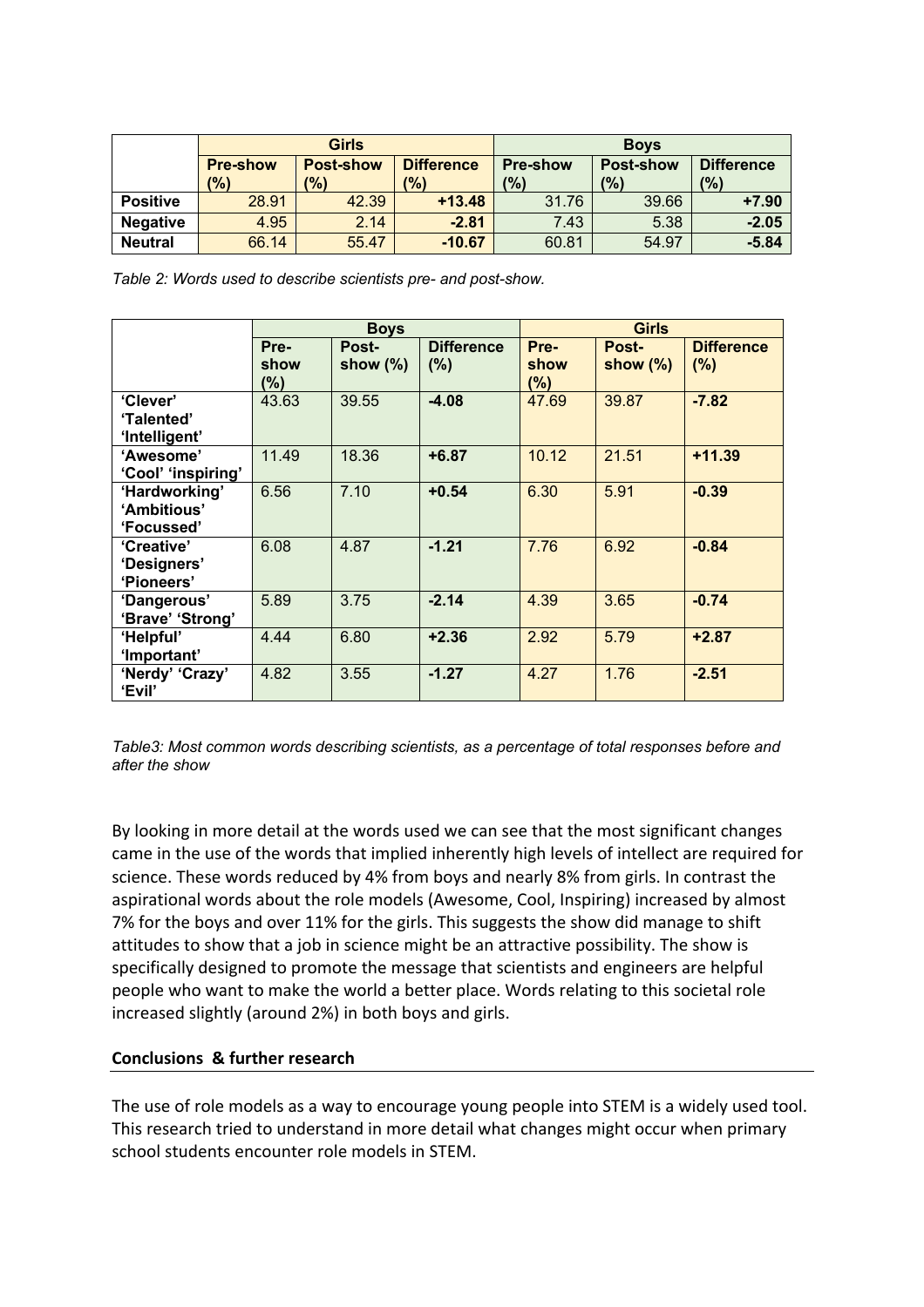| | Girls | | | Boys | | |
|---|---|---|---|---|---|---|
| | Pre-show (%) | Post-show (%) | Difference (%) | Pre-show (%) | Post-show (%) | Difference (%) |
| **Positive** | 28.91 | 42.39 | **+13.48** | 31.76 | 39.66 | **+7.90** |
| **Negative** | 4.95 | 2.14 | **-2.81** | 7.43 | 5.38 | **-2.05** |
| **Neutral** | 66.14 | 55.47 | **-10.67** | 60.81 | 54.97 | **-5.84** |

*Table 2: Words used to describe scientists pre- and post-show.*

| | Boys | | | Girls | | |
|---|---|---|---|---|---|---|
| | Pre-show (%) | Post-show (%) | Difference (%) | Pre-show (%) | Post-show (%) | Difference (%) |
| **'Clever' 'Talented' 'Intelligent'** | 43.63 | 39.55 | **-4.08** | 47.69 | 39.87 | **-7.82** |
| **'Awesome' 'Cool' 'inspiring'** | 11.49 | 18.36 | **+6.87** | 10.12 | 21.51 | **+11.39** |
| **'Hardworking' 'Ambitious' 'Focussed'** | 6.56 | 7.10 | **+0.54** | 6.30 | 5.91 | **-0.39** |
| **'Creative' 'Designers' 'Pioneers'** | 6.08 | 4.87 | **-1.21** | 7.76 | 6.92 | **-0.84** |
| **'Dangerous' 'Brave' 'Strong'** | 5.89 | 3.75 | **-2.14** | 4.39 | 3.65 | **-0.74** |
| **'Helpful' 'Important'** | 4.44 | 6.80 | **+2.36** | 2.92 | 5.79 | **+2.87** |
| **'Nerdy' 'Crazy' 'Evil'** | 4.82 | 3.55 | **-1.27** | 4.27 | 1.76 | **-2.51** |

*Table3: Most common words describing scientists, as a percentage of total responses before and after the show*

By looking in more detail at the words used we can see that the most significant changes came in the use of the words that implied inherently high levels of intellect are required for science. These words reduced by 4% from boys and nearly 8% from girls. In contrast the aspirational words about the role models (Awesome, Cool, Inspiring) increased by almost 7% for the boys and over 11% for the girls. This suggests the show did manage to shift attitudes to show that a job in science might be an attractive possibility. The show is specifically designed to promote the message that scientists and engineers are helpful people who want to make the world a better place. Words relating to this societal role increased slightly (around 2%) in both boys and girls.

## Conclusions & further research

The use of role models as a way to encourage young people into STEM is a widely used tool. This research tried to understand in more detail what changes might occur when primary school students encounter role models in STEM.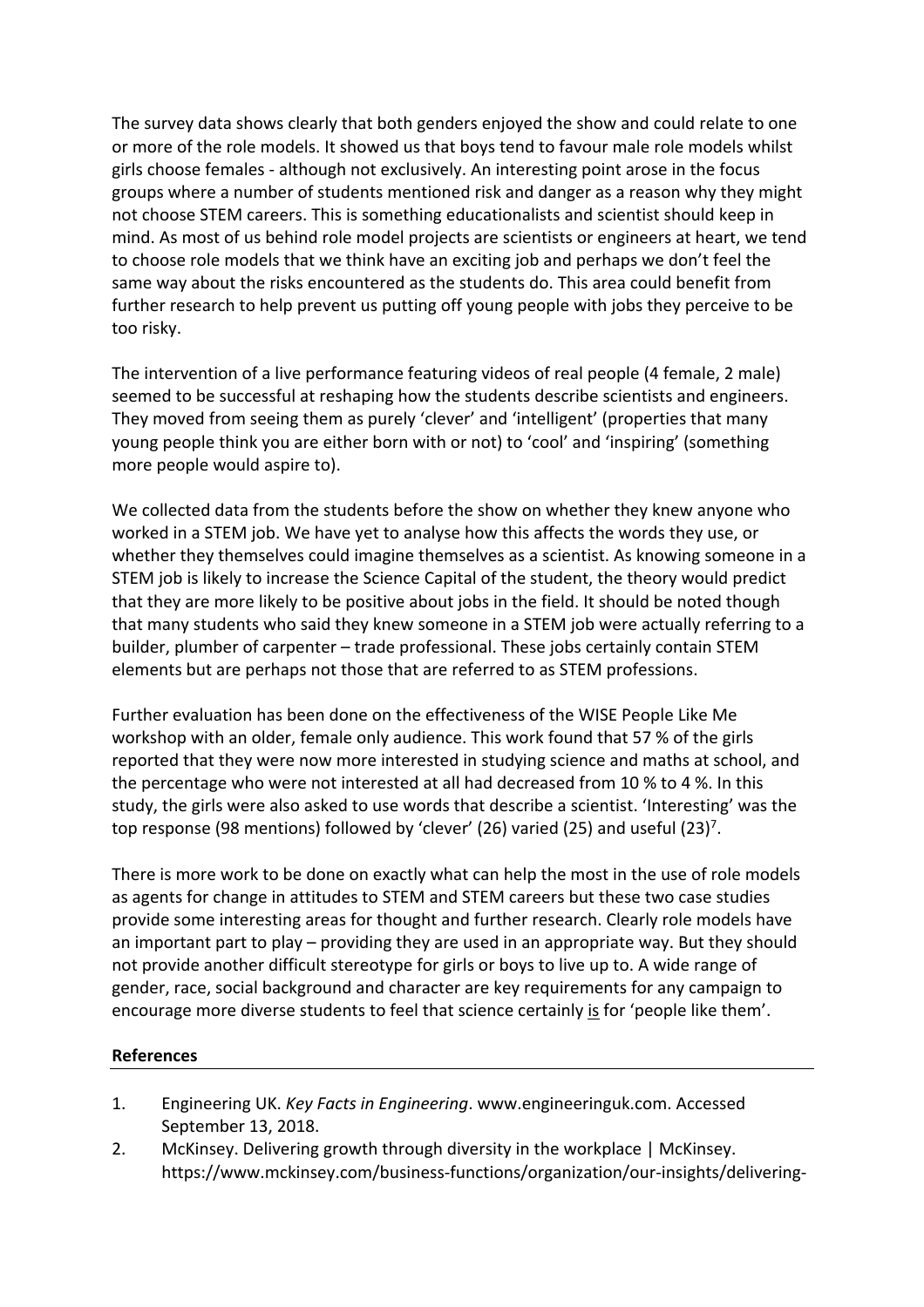The survey data shows clearly that both genders enjoyed the show and could relate to one or more of the role models. It showed us that boys tend to favour male role models whilst girls choose females - although not exclusively. An interesting point arose in the focus groups where a number of students mentioned risk and danger as a reason why they might not choose STEM careers. This is something educationalists and scientist should keep in mind. As most of us behind role model projects are scientists or engineers at heart, we tend to choose role models that we think have an exciting job and perhaps we don't feel the same way about the risks encountered as the students do. This area could benefit from further research to help prevent us putting off young people with jobs they perceive to be too risky.

The intervention of a live performance featuring videos of real people (4 female, 2 male) seemed to be successful at reshaping how the students describe scientists and engineers. They moved from seeing them as purely 'clever' and 'intelligent' (properties that many young people think you are either born with or not) to 'cool' and 'inspiring' (something more people would aspire to).

We collected data from the students before the show on whether they knew anyone who worked in a STEM job. We have yet to analyse how this affects the words they use, or whether they themselves could imagine themselves as a scientist. As knowing someone in a STEM job is likely to increase the Science Capital of the student, the theory would predict that they are more likely to be positive about jobs in the field. It should be noted though that many students who said they knew someone in a STEM job were actually referring to a builder, plumber of carpenter – trade professional. These jobs certainly contain STEM elements but are perhaps not those that are referred to as STEM professions.

Further evaluation has been done on the effectiveness of the WISE People Like Me workshop with an older, female only audience. This work found that 57 % of the girls reported that they were now more interested in studying science and maths at school, and the percentage who were not interested at all had decreased from 10 % to 4 %. In this study, the girls were also asked to use words that describe a scientist. 'Interesting' was the top response (98 mentions) followed by 'clever' (26) varied (25) and useful (23)[7].

There is more work to be done on exactly what can help the most in the use of role models as agents for change in attitudes to STEM and STEM careers but these two case studies provide some interesting areas for thought and further research. Clearly role models have an important part to play – providing they are used in an appropriate way. But they should not provide another difficult stereotype for girls or boys to live up to. A wide range of gender, race, social background and character are key requirements for any campaign to encourage more diverse students to feel that science certainly <u>is</u> for 'people like them'.

## References

1. Engineering UK. *Key Facts in Engineering*. www.engineeringuk.com. Accessed September 13, 2018.
2. McKinsey. Delivering growth through diversity in the workplace | McKinsey. https://www.mckinsey.com/business-functions/organization/our-insights/delivering-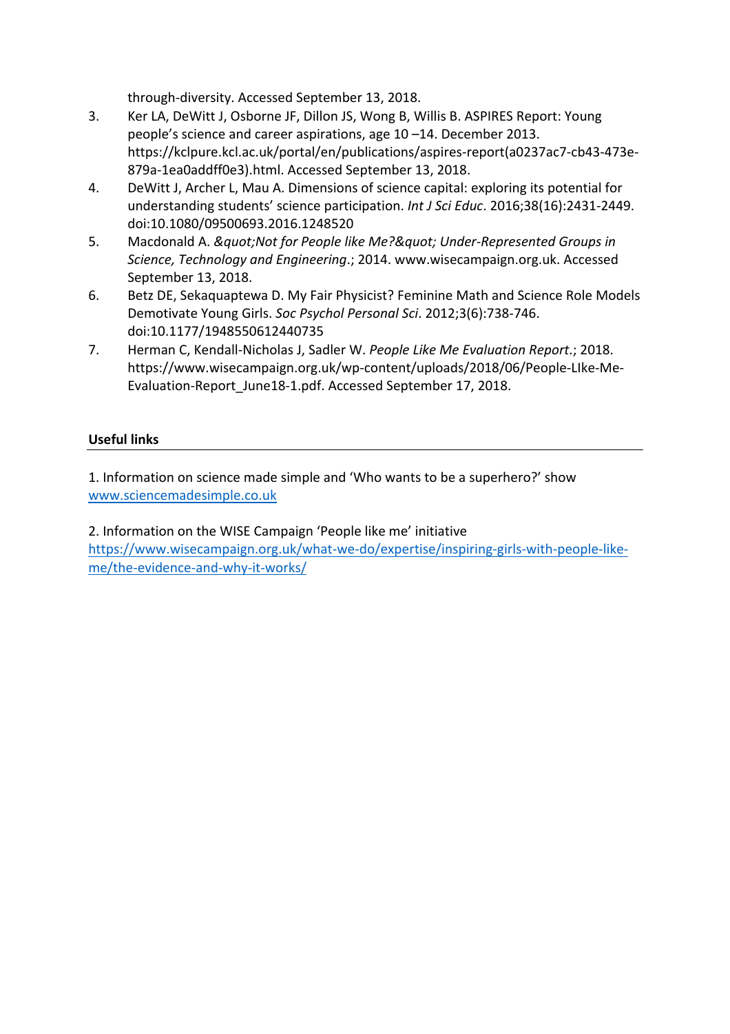through-diversity. Accessed September 13, 2018.

3. Ker LA, DeWitt J, Osborne JF, Dillon JS, Wong B, Willis B. ASPIRES Report: Young people's science and career aspirations, age 10 –14. December 2013. https://kclpure.kcl.ac.uk/portal/en/publications/aspires-report(a0237ac7-cb43-473e-879a-1ea0addff0e3).html. Accessed September 13, 2018.
4. DeWitt J, Archer L, Mau A. Dimensions of science capital: exploring its potential for understanding students' science participation. *Int J Sci Educ*. 2016;38(16):2431-2449. doi:10.1080/09500693.2016.1248520
5. Macdonald A. *&quot;Not for People like Me?&quot; Under-Represented Groups in Science, Technology and Engineering*.; 2014. www.wisecampaign.org.uk. Accessed September 13, 2018.
6. Betz DE, Sekaquaptewa D. My Fair Physicist? Feminine Math and Science Role Models Demotivate Young Girls. *Soc Psychol Personal Sci*. 2012;3(6):738-746. doi:10.1177/1948550612440735
7. Herman C, Kendall-Nicholas J, Sadler W. *People Like Me Evaluation Report*.; 2018. https://www.wisecampaign.org.uk/wp-content/uploads/2018/06/People-LIke-Me-Evaluation-Report_June18-1.pdf. Accessed September 17, 2018.

## Useful links

1. Information on science made simple and 'Who wants to be a superhero?' show
[www.sciencemadesimple.co.uk](www.sciencemadesimple.co.uk)

2. Information on the WISE Campaign 'People like me' initiative
[https://www.wisecampaign.org.uk/what-we-do/expertise/inspiring-girls-with-people-like-me/the-evidence-and-why-it-works/](https://www.wisecampaign.org.uk/what-we-do/expertise/inspiring-girls-with-people-like-me/the-evidence-and-why-it-works/)